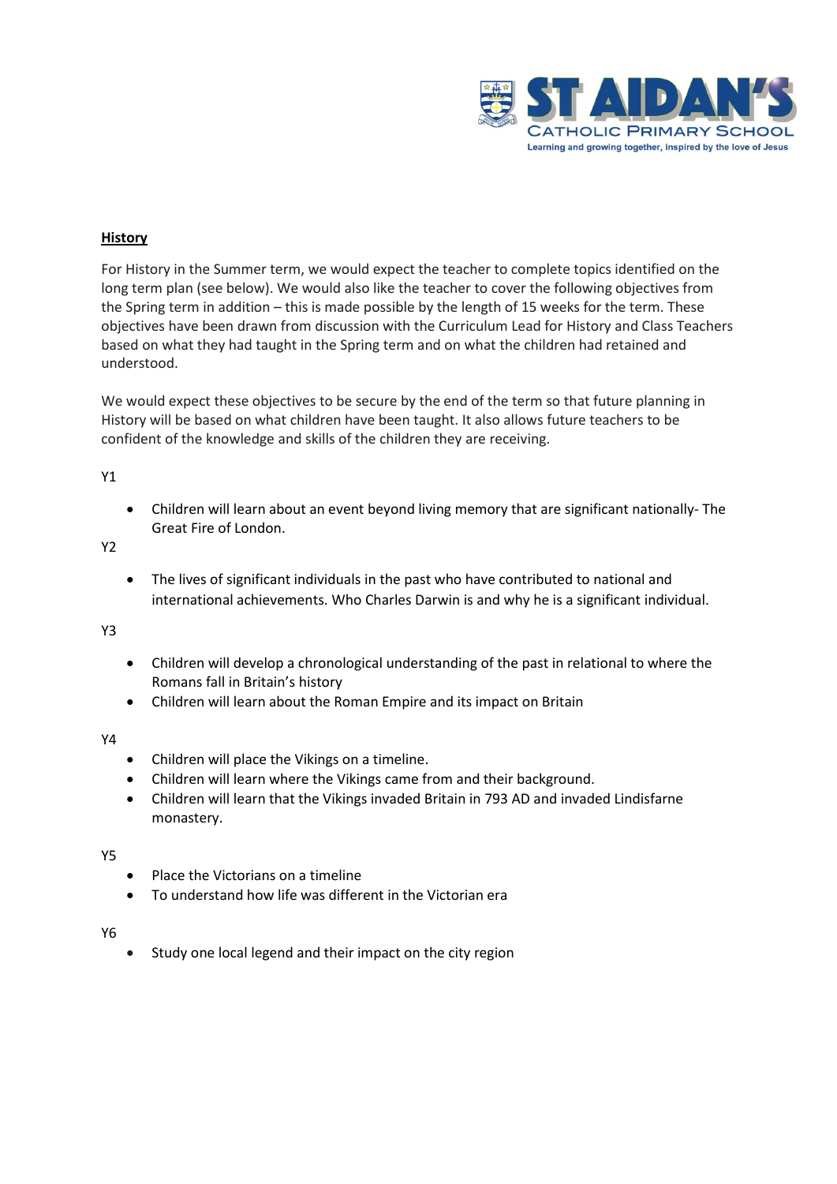ST AIDAN'S
CATHOLIC PRIMARY SCHOOL
Learning and growing together, inspired by the love of Jesus

**History**

For History in the Summer term, we would expect the teacher to complete topics identified on the long term plan (see below). We would also like the teacher to cover the following objectives from the Spring term in addition – this is made possible by the length of 15 weeks for the term. These objectives have been drawn from discussion with the Curriculum Lead for History and Class Teachers based on what they had taught in the Spring term and on what the children had retained and understood.

We would expect these objectives to be secure by the end of the term so that future planning in History will be based on what children have been taught. It also allows future teachers to be confident of the knowledge and skills of the children they are receiving.

Y1

- Children will learn about an event beyond living memory that are significant nationally- The Great Fire of London.

Y2

- The lives of significant individuals in the past who have contributed to national and international achievements. Who Charles Darwin is and why he is a significant individual.

Y3

- Children will develop a chronological understanding of the past in relational to where the Romans fall in Britain's history
- Children will learn about the Roman Empire and its impact on Britain

Y4

- Children will place the Vikings on a timeline.
- Children will learn where the Vikings came from and their background.
- Children will learn that the Vikings invaded Britain in 793 AD and invaded Lindisfarne monastery.

Y5

- Place the Victorians on a timeline
- To understand how life was different in the Victorian era

Y6

- Study one local legend and their impact on the city region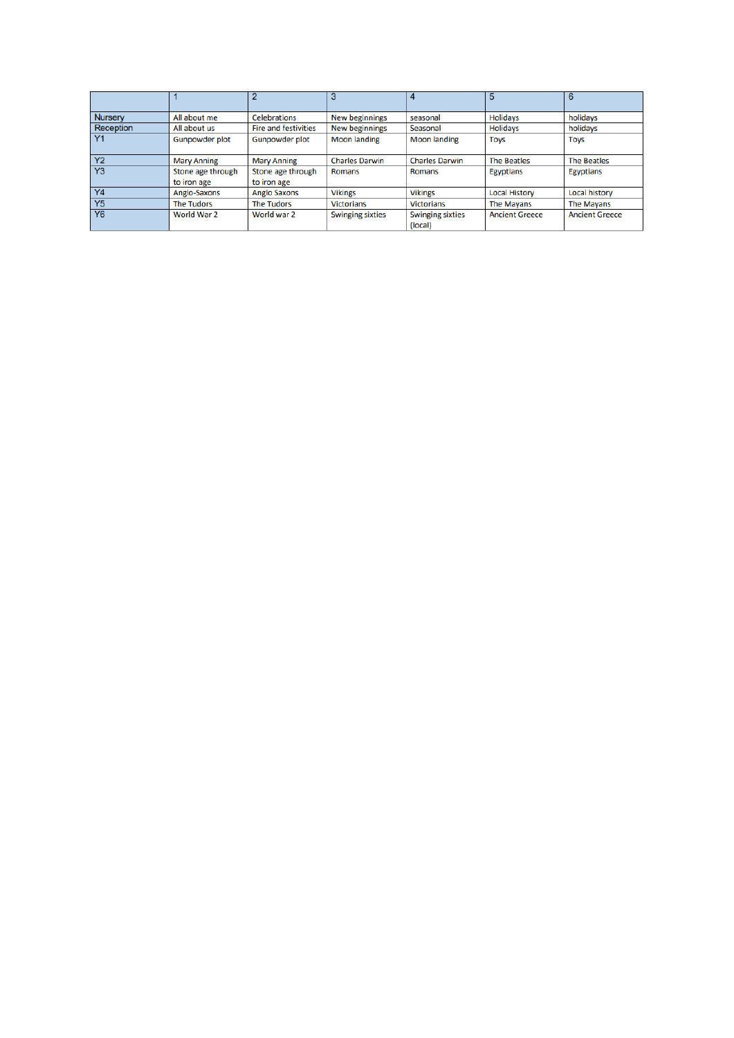| | 1 | 2 | 3 | 4 | 5 | 6 |
|---|---|---|---|---|---|---|
| Nursery | All about me | Celebrations | New beginnings | seasonal | Holidays | holidays |
| Reception | All about us | Fire and festivities | New beginnings | Seasonal | Holidays | holidays |
| Y1 | Gunpowder plot | Gunpowder plot | Moon landing | Moon landing | Toys | Toys |
| Y2 | Mary Anning | Mary Anning | Charles Darwin | Charles Darwin | The Beatles | The Beatles |
| Y3 | Stone age through to iron age | Stone age through to iron age | Romans | Romans | Egyptians | Egyptians |
| Y4 | Anglo-Saxons | Anglo Saxons | Vikings | Vikings | Local History | Local history |
| Y5 | The Tudors | The Tudors | Victorians | Victorians | The Mayans | The Mayans |
| Y6 | World War 2 | World war 2 | Swinging sixties | Swinging sixties (local) | Ancient Greece | Ancient Greece |